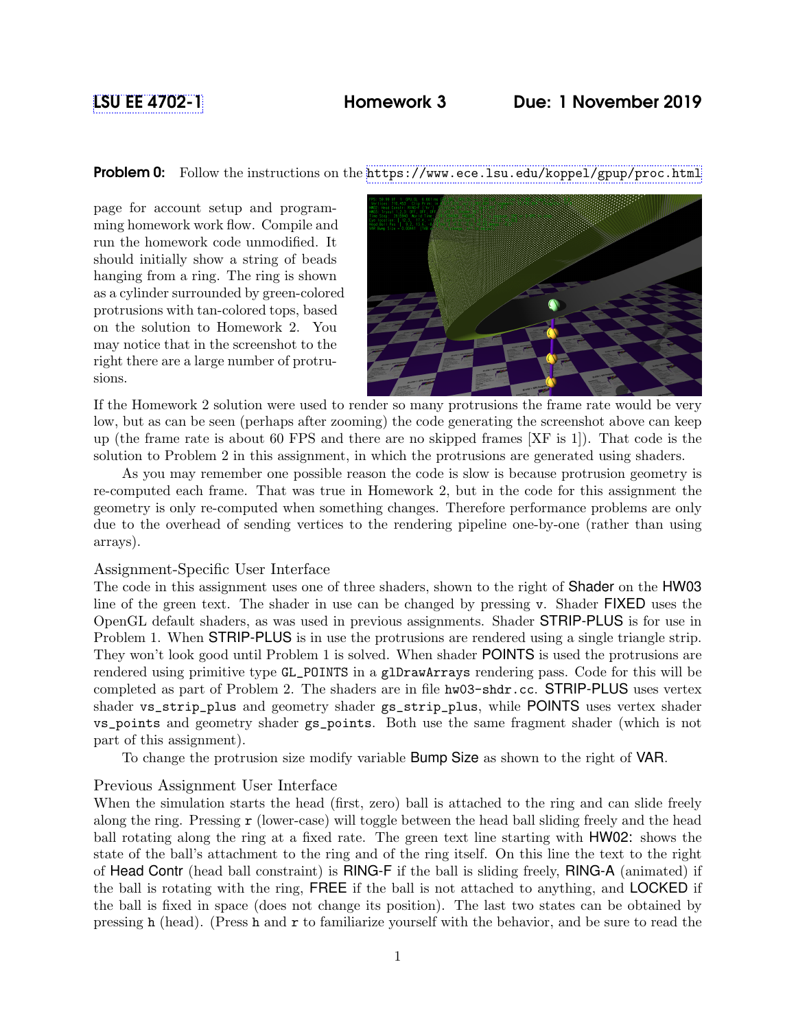LSU EE 4702-1 Homework 3 Due: 1 November 2019

**Problem 0:** Follow the instructions on the https://www.ece.lsu.edu/koppel/gpup/proc.html page for account setup and programming homework work flow. Compile and run the homework code unmodified. It should initially show a string of beads hanging from a ring. The ring is shown as a cylinder surrounded by green-colored protrusions with tan-colored tops, based on the solution to Homework 2. You may notice that in the screenshot to the right there are a large number of protrusions.

If the Homework 2 solution were used to render so many protrusions the frame rate would be very low, but as can be seen (perhaps after zooming) the code generating the screenshot above can keep up (the frame rate is about 60 FPS and there are no skipped frames [XF is 1]). That code is the solution to Problem 2 in this assignment, in which the protrusions are generated using shaders.

As you may remember one possible reason the code is slow is because protrusion geometry is re-computed each frame. That was true in Homework 2, but in the code for this assignment the geometry is only re-computed when something changes. Therefore performance problems are only due to the overhead of sending vertices to the rendering pipeline one-by-one (rather than using arrays).

## Assignment-Specific User Interface

The code in this assignment uses one of three shaders, shown to the right of Shader on the HW03 line of the green text. The shader in use can be changed by pressing `v`. Shader FIXED uses the OpenGL default shaders, as was used in previous assignments. Shader STRIP-PLUS is for use in Problem 1. When STRIP-PLUS is in use the protrusions are rendered using a single triangle strip. They won't look good until Problem 1 is solved. When shader POINTS is used the protrusions are rendered using primitive type `GL_POINTS` in a `glDrawArrays` rendering pass. Code for this will be completed as part of Problem 2. The shaders are in file `hw03-shdr.cc`. STRIP-PLUS uses vertex shader `vs_strip_plus` and geometry shader `gs_strip_plus`, while POINTS uses vertex shader `vs_points` and geometry shader `gs_points`. Both use the same fragment shader (which is not part of this assignment).

To change the protrusion size modify variable Bump Size as shown to the right of VAR.

## Previous Assignment User Interface

When the simulation starts the head (first, zero) ball is attached to the ring and can slide freely along the ring. Pressing `r` (lower-case) will toggle between the head ball sliding freely and the head ball rotating along the ring at a fixed rate. The green text line starting with HW02: shows the state of the ball's attachment to the ring and of the ring itself. On this line the text to the right of Head Contr (head ball constraint) is RING-F if the ball is sliding freely, RING-A (animated) if the ball is rotating with the ring, FREE if the ball is not attached to anything, and LOCKED if the ball is fixed in space (does not change its position). The last two states can be obtained by pressing `h` (head). (Press `h` and `r` to familiarize yourself with the behavior, and be sure to read the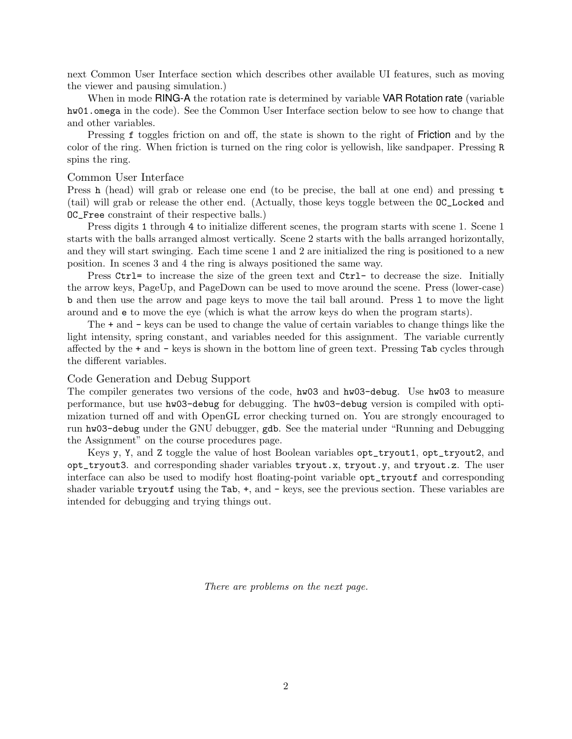next Common User Interface section which describes other available UI features, such as moving the viewer and pausing simulation.)

When in mode **RING-A** the rotation rate is determined by variable **VAR Rotation rate** (variable `hw01.omega` in the code). See the Common User Interface section below to see how to change that and other variables.

Pressing `f` toggles friction on and off, the state is shown to the right of **Friction** and by the color of the ring. When friction is turned on the ring color is yellowish, like sandpaper. Pressing `R` spins the ring.

### Common User Interface

Press `h` (head) will grab or release one end (to be precise, the ball at one end) and pressing `t` (tail) will grab or release the other end. (Actually, those keys toggle between the `OC_Locked` and `OC_Free` constraint of their respective balls.)

Press digits `1` through `4` to initialize different scenes, the program starts with scene 1. Scene 1 starts with the balls arranged almost vertically. Scene 2 starts with the balls arranged horizontally, and they will start swinging. Each time scene 1 and 2 are initialized the ring is positioned to a new position. In scenes 3 and 4 the ring is always positioned the same way.

Press `Ctrl=` to increase the size of the green text and `Ctrl-` to decrease the size. Initially the arrow keys, PageUp, and PageDown can be used to move around the scene. Press (lower-case) `b` and then use the arrow and page keys to move the tail ball around. Press `l` to move the light around and `e` to move the eye (which is what the arrow keys do when the program starts).

The `+` and `-` keys can be used to change the value of certain variables to change things like the light intensity, spring constant, and variables needed for this assignment. The variable currently affected by the `+` and `-` keys is shown in the bottom line of green text. Pressing `Tab` cycles through the different variables.

### Code Generation and Debug Support

The compiler generates two versions of the code, `hw03` and `hw03-debug`. Use `hw03` to measure performance, but use `hw03-debug` for debugging. The `hw03-debug` version is compiled with optimization turned off and with OpenGL error checking turned on. You are strongly encouraged to run `hw03-debug` under the GNU debugger, `gdb`. See the material under "Running and Debugging the Assignment" on the course procedures page.

Keys `y`, `Y`, and `Z` toggle the value of host Boolean variables `opt_tryout1`, `opt_tryout2`, and `opt_tryout3`. and corresponding shader variables `tryout.x`, `tryout.y`, and `tryout.z`. The user interface can also be used to modify host floating-point variable `opt_tryoutf` and corresponding shader variable `tryoutf` using the `Tab`, `+`, and `-` keys, see the previous section. These variables are intended for debugging and trying things out.

*There are problems on the next page.*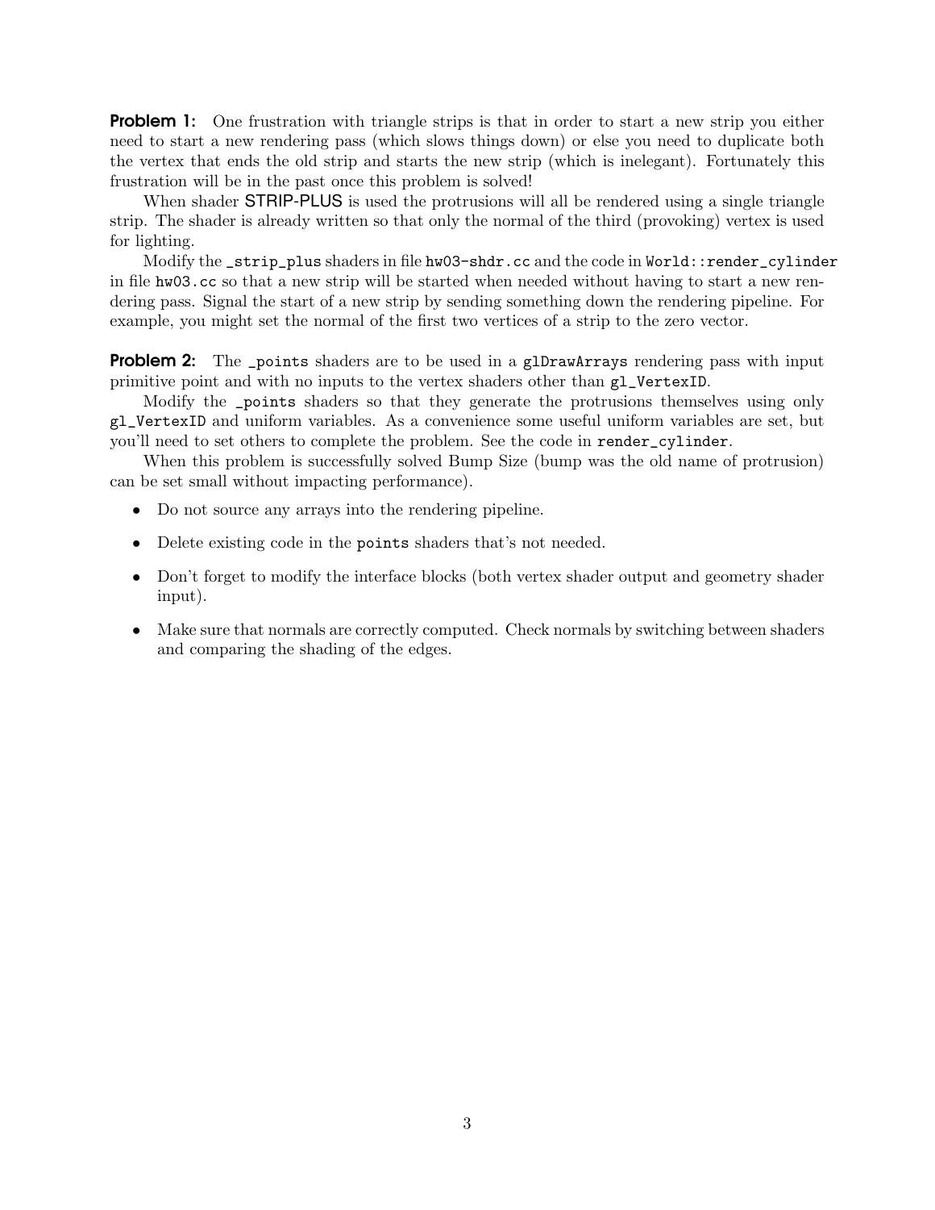**Problem 1:** One frustration with triangle strips is that in order to start a new strip you either need to start a new rendering pass (which slows things down) or else you need to duplicate both the vertex that ends the old strip and starts the new strip (which is inelegant). Fortunately this frustration will be in the past once this problem is solved!

When shader STRIP-PLUS is used the protrusions will all be rendered using a single triangle strip. The shader is already written so that only the normal of the third (provoking) vertex is used for lighting.

Modify the `_strip_plus` shaders in file `hw03-shdr.cc` and the code in `World::render_cylinder` in file `hw03.cc` so that a new strip will be started when needed without having to start a new rendering pass. Signal the start of a new strip by sending something down the rendering pipeline. For example, you might set the normal of the first two vertices of a strip to the zero vector.

**Problem 2:** The `_points` shaders are to be used in a `glDrawArrays` rendering pass with input primitive point and with no inputs to the vertex shaders other than `gl_VertexID`.

Modify the `_points` shaders so that they generate the protrusions themselves using only `gl_VertexID` and uniform variables. As a convenience some useful uniform variables are set, but you'll need to set others to complete the problem. See the code in `render_cylinder`.

When this problem is successfully solved Bump Size (bump was the old name of protrusion) can be set small without impacting performance).

- Do not source any arrays into the rendering pipeline.
- Delete existing code in the `points` shaders that's not needed.
- Don't forget to modify the interface blocks (both vertex shader output and geometry shader input).
- Make sure that normals are correctly computed. Check normals by switching between shaders and comparing the shading of the edges.